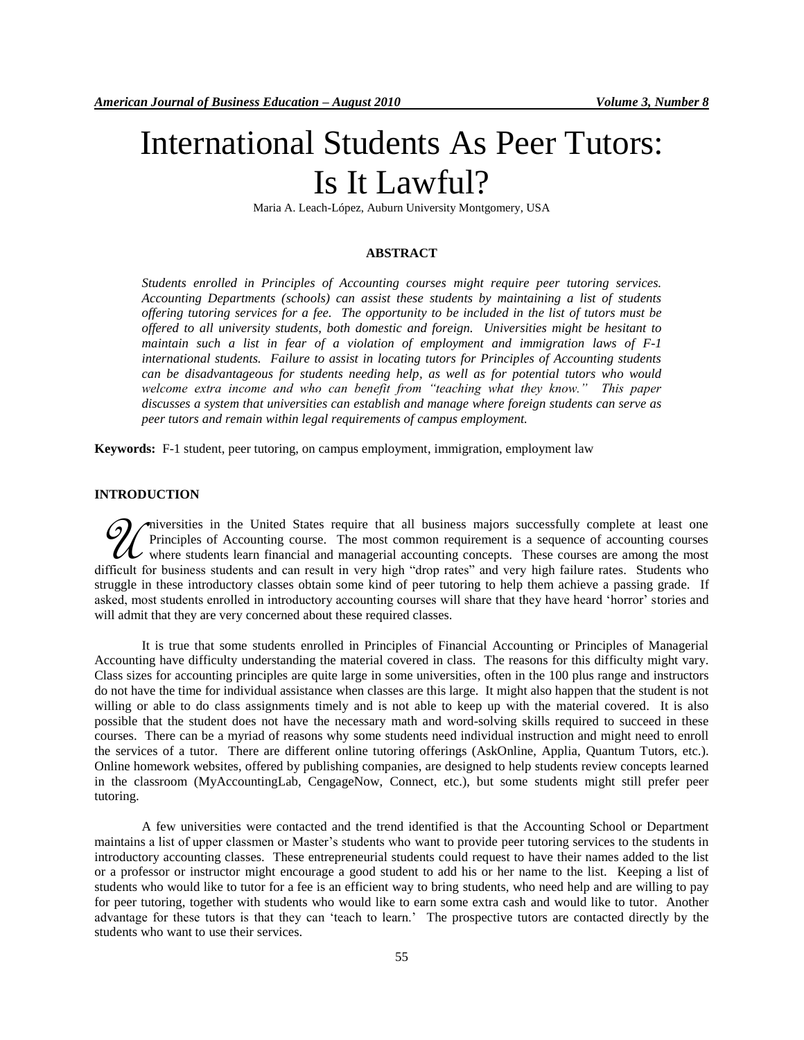# International Students As Peer Tutors: Is It Lawful?

Maria A. Leach-López, Auburn University Montgomery, USA

## ABSTRACT

*Students enrolled in Principles of Accounting courses might require peer tutoring services. Accounting Departments (schools) can assist these students by maintaining a list of students offering tutoring services for a fee. The opportunity to be included in the list of tutors must be offered to all university students, both domestic and foreign. Universities might be hesitant to maintain such a list in fear of a violation of employment and immigration laws of F-1 international students. Failure to assist in locating tutors for Principles of Accounting students can be disadvantageous for students needing help, as well as for potential tutors who would welcome extra income and who can benefit from "teaching what they know." This paper discusses a system that universities can establish and manage where foreign students can serve as peer tutors and remain within legal requirements of campus employment.*

**Keywords:** F-1 student, peer tutoring, on campus employment, immigration, employment law

## INTRODUCTION

Universities in the United States require that all business majors successfully complete at least one Principles of Accounting course. The most common requirement is a sequence of accounting courses where students learn financial and managerial accounting concepts. These courses are among the most difficult for business students and can result in very high "drop rates" and very high failure rates. Students who struggle in these introductory classes obtain some kind of peer tutoring to help them achieve a passing grade. If asked, most students enrolled in introductory accounting courses will share that they have heard 'horror' stories and will admit that they are very concerned about these required classes.

It is true that some students enrolled in Principles of Financial Accounting or Principles of Managerial Accounting have difficulty understanding the material covered in class. The reasons for this difficulty might vary. Class sizes for accounting principles are quite large in some universities, often in the 100 plus range and instructors do not have the time for individual assistance when classes are this large. It might also happen that the student is not willing or able to do class assignments timely and is not able to keep up with the material covered. It is also possible that the student does not have the necessary math and word-solving skills required to succeed in these courses. There can be a myriad of reasons why some students need individual instruction and might need to enroll the services of a tutor. There are different online tutoring offerings (AskOnline, Applia, Quantum Tutors, etc.). Online homework websites, offered by publishing companies, are designed to help students review concepts learned in the classroom (MyAccountingLab, CengageNow, Connect, etc.), but some students might still prefer peer tutoring.

A few universities were contacted and the trend identified is that the Accounting School or Department maintains a list of upper classmen or Master's students who want to provide peer tutoring services to the students in introductory accounting classes. These entrepreneurial students could request to have their names added to the list or a professor or instructor might encourage a good student to add his or her name to the list. Keeping a list of students who would like to tutor for a fee is an efficient way to bring students, who need help and are willing to pay for peer tutoring, together with students who would like to earn some extra cash and would like to tutor. Another advantage for these tutors is that they can 'teach to learn.' The prospective tutors are contacted directly by the students who want to use their services.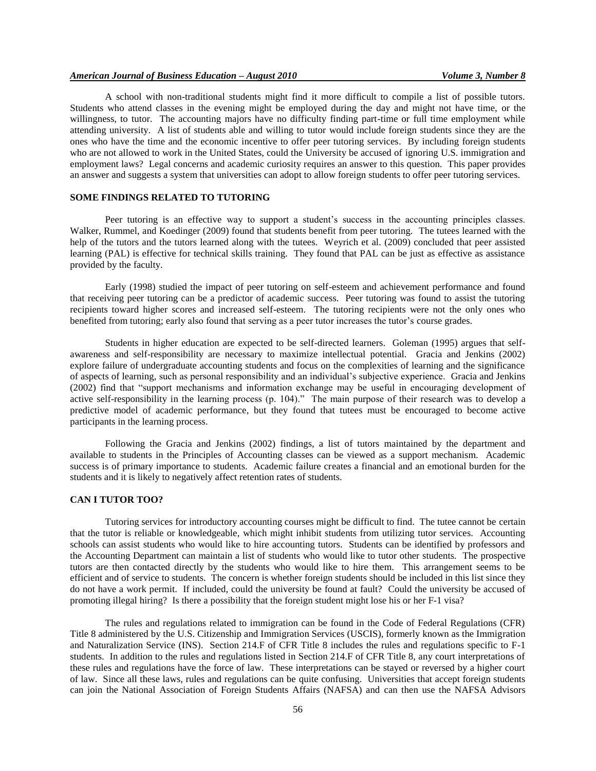A school with non-traditional students might find it more difficult to compile a list of possible tutors. Students who attend classes in the evening might be employed during the day and might not have time, or the willingness, to tutor. The accounting majors have no difficulty finding part-time or full time employment while attending university. A list of students able and willing to tutor would include foreign students since they are the ones who have the time and the economic incentive to offer peer tutoring services. By including foreign students who are not allowed to work in the United States, could the University be accused of ignoring U.S. immigration and employment laws? Legal concerns and academic curiosity requires an answer to this question. This paper provides an answer and suggests a system that universities can adopt to allow foreign students to offer peer tutoring services.

## SOME FINDINGS RELATED TO TUTORING

Peer tutoring is an effective way to support a student's success in the accounting principles classes. Walker, Rummel, and Koedinger (2009) found that students benefit from peer tutoring. The tutees learned with the help of the tutors and the tutors learned along with the tutees. Weyrich et al. (2009) concluded that peer assisted learning (PAL) is effective for technical skills training. They found that PAL can be just as effective as assistance provided by the faculty.

Early (1998) studied the impact of peer tutoring on self-esteem and achievement performance and found that receiving peer tutoring can be a predictor of academic success. Peer tutoring was found to assist the tutoring recipients toward higher scores and increased self-esteem. The tutoring recipients were not the only ones who benefited from tutoring; early also found that serving as a peer tutor increases the tutor's course grades.

Students in higher education are expected to be self-directed learners. Goleman (1995) argues that self-awareness and self-responsibility are necessary to maximize intellectual potential. Gracia and Jenkins (2002) explore failure of undergraduate accounting students and focus on the complexities of learning and the significance of aspects of learning, such as personal responsibility and an individual's subjective experience. Gracia and Jenkins (2002) find that "support mechanisms and information exchange may be useful in encouraging development of active self-responsibility in the learning process (p. 104)." The main purpose of their research was to develop a predictive model of academic performance, but they found that tutees must be encouraged to become active participants in the learning process.

Following the Gracia and Jenkins (2002) findings, a list of tutors maintained by the department and available to students in the Principles of Accounting classes can be viewed as a support mechanism. Academic success is of primary importance to students. Academic failure creates a financial and an emotional burden for the students and it is likely to negatively affect retention rates of students.

## CAN I TUTOR TOO?

Tutoring services for introductory accounting courses might be difficult to find. The tutee cannot be certain that the tutor is reliable or knowledgeable, which might inhibit students from utilizing tutor services. Accounting schools can assist students who would like to hire accounting tutors. Students can be identified by professors and the Accounting Department can maintain a list of students who would like to tutor other students. The prospective tutors are then contacted directly by the students who would like to hire them. This arrangement seems to be efficient and of service to students. The concern is whether foreign students should be included in this list since they do not have a work permit. If included, could the university be found at fault? Could the university be accused of promoting illegal hiring? Is there a possibility that the foreign student might lose his or her F-1 visa?

The rules and regulations related to immigration can be found in the Code of Federal Regulations (CFR) Title 8 administered by the U.S. Citizenship and Immigration Services (USCIS), formerly known as the Immigration and Naturalization Service (INS). Section 214.F of CFR Title 8 includes the rules and regulations specific to F-1 students. In addition to the rules and regulations listed in Section 214.F of CFR Title 8, any court interpretations of these rules and regulations have the force of law. These interpretations can be stayed or reversed by a higher court of law. Since all these laws, rules and regulations can be quite confusing. Universities that accept foreign students can join the National Association of Foreign Students Affairs (NAFSA) and can then use the NAFSA Advisors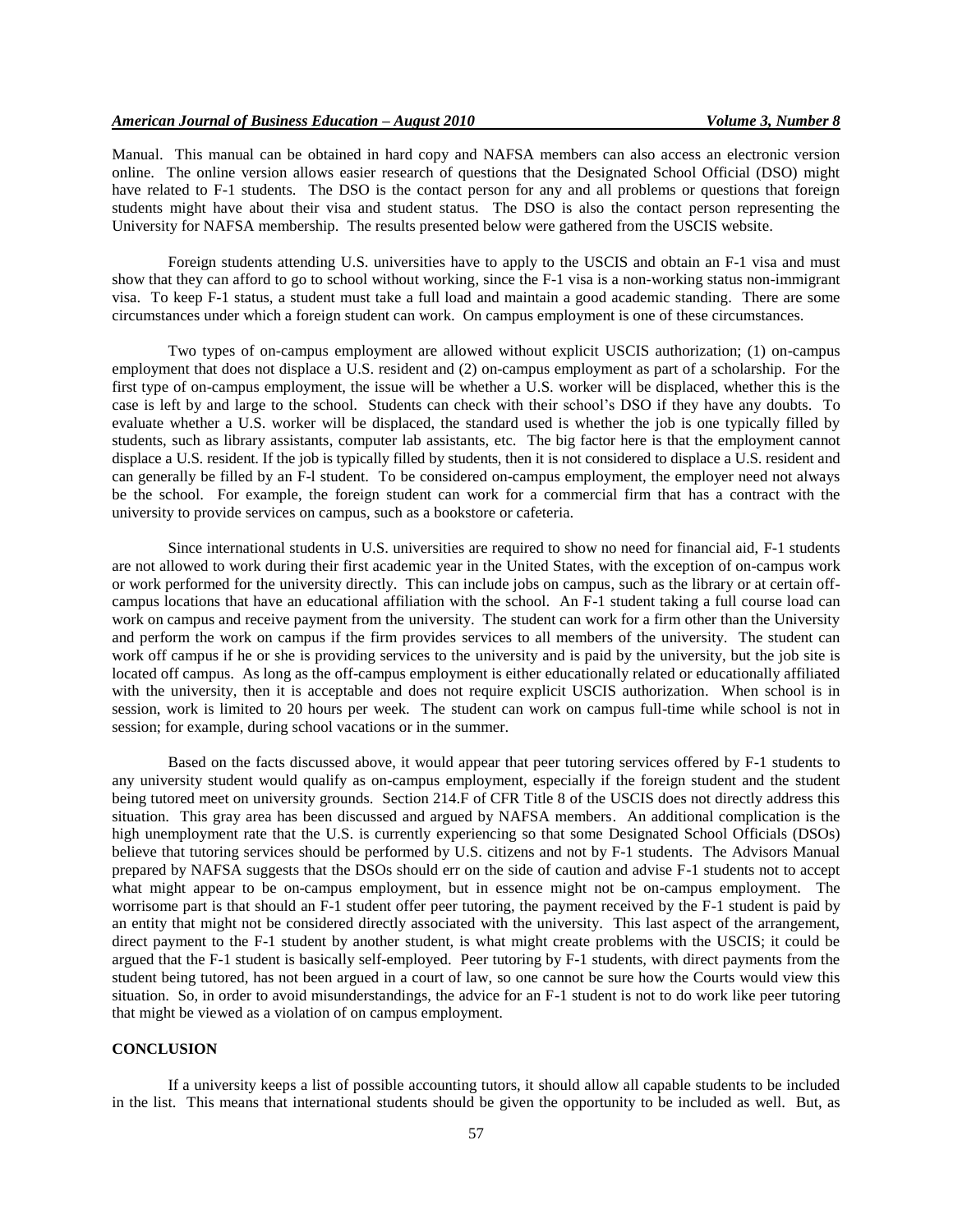Manual. This manual can be obtained in hard copy and NAFSA members can also access an electronic version online. The online version allows easier research of questions that the Designated School Official (DSO) might have related to F-1 students. The DSO is the contact person for any and all problems or questions that foreign students might have about their visa and student status. The DSO is also the contact person representing the University for NAFSA membership. The results presented below were gathered from the USCIS website.

Foreign students attending U.S. universities have to apply to the USCIS and obtain an F-1 visa and must show that they can afford to go to school without working, since the F-1 visa is a non-working status non-immigrant visa. To keep F-1 status, a student must take a full load and maintain a good academic standing. There are some circumstances under which a foreign student can work. On campus employment is one of these circumstances.

Two types of on-campus employment are allowed without explicit USCIS authorization; (1) on-campus employment that does not displace a U.S. resident and (2) on-campus employment as part of a scholarship. For the first type of on-campus employment, the issue will be whether a U.S. worker will be displaced, whether this is the case is left by and large to the school. Students can check with their school's DSO if they have any doubts. To evaluate whether a U.S. worker will be displaced, the standard used is whether the job is one typically filled by students, such as library assistants, computer lab assistants, etc. The big factor here is that the employment cannot displace a U.S. resident. If the job is typically filled by students, then it is not considered to displace a U.S. resident and can generally be filled by an F-l student. To be considered on-campus employment, the employer need not always be the school. For example, the foreign student can work for a commercial firm that has a contract with the university to provide services on campus, such as a bookstore or cafeteria.

Since international students in U.S. universities are required to show no need for financial aid, F-1 students are not allowed to work during their first academic year in the United States, with the exception of on-campus work or work performed for the university directly. This can include jobs on campus, such as the library or at certain off-campus locations that have an educational affiliation with the school. An F-1 student taking a full course load can work on campus and receive payment from the university. The student can work for a firm other than the University and perform the work on campus if the firm provides services to all members of the university. The student can work off campus if he or she is providing services to the university and is paid by the university, but the job site is located off campus. As long as the off-campus employment is either educationally related or educationally affiliated with the university, then it is acceptable and does not require explicit USCIS authorization. When school is in session, work is limited to 20 hours per week. The student can work on campus full-time while school is not in session; for example, during school vacations or in the summer.

Based on the facts discussed above, it would appear that peer tutoring services offered by F-1 students to any university student would qualify as on-campus employment, especially if the foreign student and the student being tutored meet on university grounds. Section 214.F of CFR Title 8 of the USCIS does not directly address this situation. This gray area has been discussed and argued by NAFSA members. An additional complication is the high unemployment rate that the U.S. is currently experiencing so that some Designated School Officials (DSOs) believe that tutoring services should be performed by U.S. citizens and not by F-1 students. The Advisors Manual prepared by NAFSA suggests that the DSOs should err on the side of caution and advise F-1 students not to accept what might appear to be on-campus employment, but in essence might not be on-campus employment. The worrisome part is that should an F-1 student offer peer tutoring, the payment received by the F-1 student is paid by an entity that might not be considered directly associated with the university. This last aspect of the arrangement, direct payment to the F-1 student by another student, is what might create problems with the USCIS; it could be argued that the F-1 student is basically self-employed. Peer tutoring by F-1 students, with direct payments from the student being tutored, has not been argued in a court of law, so one cannot be sure how the Courts would view this situation. So, in order to avoid misunderstandings, the advice for an F-1 student is not to do work like peer tutoring that might be viewed as a violation of on campus employment.

## CONCLUSION

If a university keeps a list of possible accounting tutors, it should allow all capable students to be included in the list. This means that international students should be given the opportunity to be included as well. But, as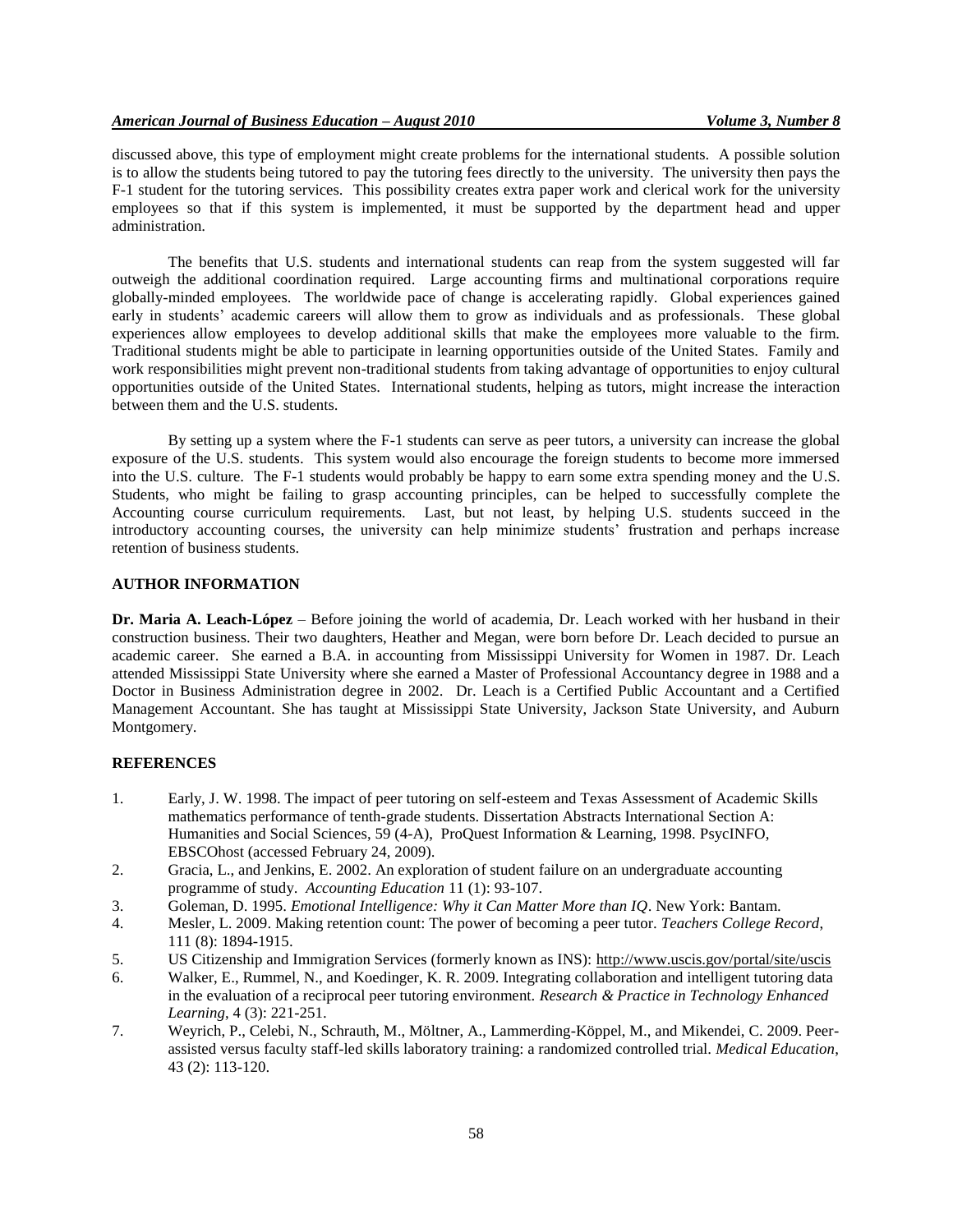discussed above, this type of employment might create problems for the international students. A possible solution is to allow the students being tutored to pay the tutoring fees directly to the university. The university then pays the F-1 student for the tutoring services. This possibility creates extra paper work and clerical work for the university employees so that if this system is implemented, it must be supported by the department head and upper administration.

The benefits that U.S. students and international students can reap from the system suggested will far outweigh the additional coordination required. Large accounting firms and multinational corporations require globally-minded employees. The worldwide pace of change is accelerating rapidly. Global experiences gained early in students' academic careers will allow them to grow as individuals and as professionals. These global experiences allow employees to develop additional skills that make the employees more valuable to the firm. Traditional students might be able to participate in learning opportunities outside of the United States. Family and work responsibilities might prevent non-traditional students from taking advantage of opportunities to enjoy cultural opportunities outside of the United States. International students, helping as tutors, might increase the interaction between them and the U.S. students.

By setting up a system where the F-1 students can serve as peer tutors, a university can increase the global exposure of the U.S. students. This system would also encourage the foreign students to become more immersed into the U.S. culture. The F-1 students would probably be happy to earn some extra spending money and the U.S. Students, who might be failing to grasp accounting principles, can be helped to successfully complete the Accounting course curriculum requirements. Last, but not least, by helping U.S. students succeed in the introductory accounting courses, the university can help minimize students' frustration and perhaps increase retention of business students.

## AUTHOR INFORMATION

**Dr. Maria A. Leach-López** – Before joining the world of academia, Dr. Leach worked with her husband in their construction business. Their two daughters, Heather and Megan, were born before Dr. Leach decided to pursue an academic career. She earned a B.A. in accounting from Mississippi University for Women in 1987. Dr. Leach attended Mississippi State University where she earned a Master of Professional Accountancy degree in 1988 and a Doctor in Business Administration degree in 2002. Dr. Leach is a Certified Public Accountant and a Certified Management Accountant. She has taught at Mississippi State University, Jackson State University, and Auburn Montgomery.

## REFERENCES

1. Early, J. W. 1998. The impact of peer tutoring on self-esteem and Texas Assessment of Academic Skills mathematics performance of tenth-grade students. Dissertation Abstracts International Section A: Humanities and Social Sciences, 59 (4-A), ProQuest Information & Learning, 1998. PsycINFO, EBSCOhost (accessed February 24, 2009).
2. Gracia, L., and Jenkins, E. 2002. An exploration of student failure on an undergraduate accounting programme of study. *Accounting Education* 11 (1): 93-107.
3. Goleman, D. 1995. *Emotional Intelligence: Why it Can Matter More than IQ*. New York: Bantam.
4. Mesler, L. 2009. Making retention count: The power of becoming a peer tutor. *Teachers College Record*, 111 (8): 1894-1915.
5. US Citizenship and Immigration Services (formerly known as INS): http://www.uscis.gov/portal/site/uscis
6. Walker, E., Rummel, N., and Koedinger, K. R. 2009. Integrating collaboration and intelligent tutoring data in the evaluation of a reciprocal peer tutoring environment. *Research & Practice in Technology Enhanced Learning*, 4 (3): 221-251.
7. Weyrich, P., Celebi, N., Schrauth, M., Möltner, A., Lammerding-Köppel, M., and Mikendei, C. 2009. Peer-assisted versus faculty staff-led skills laboratory training: a randomized controlled trial. *Medical Education*, 43 (2): 113-120.